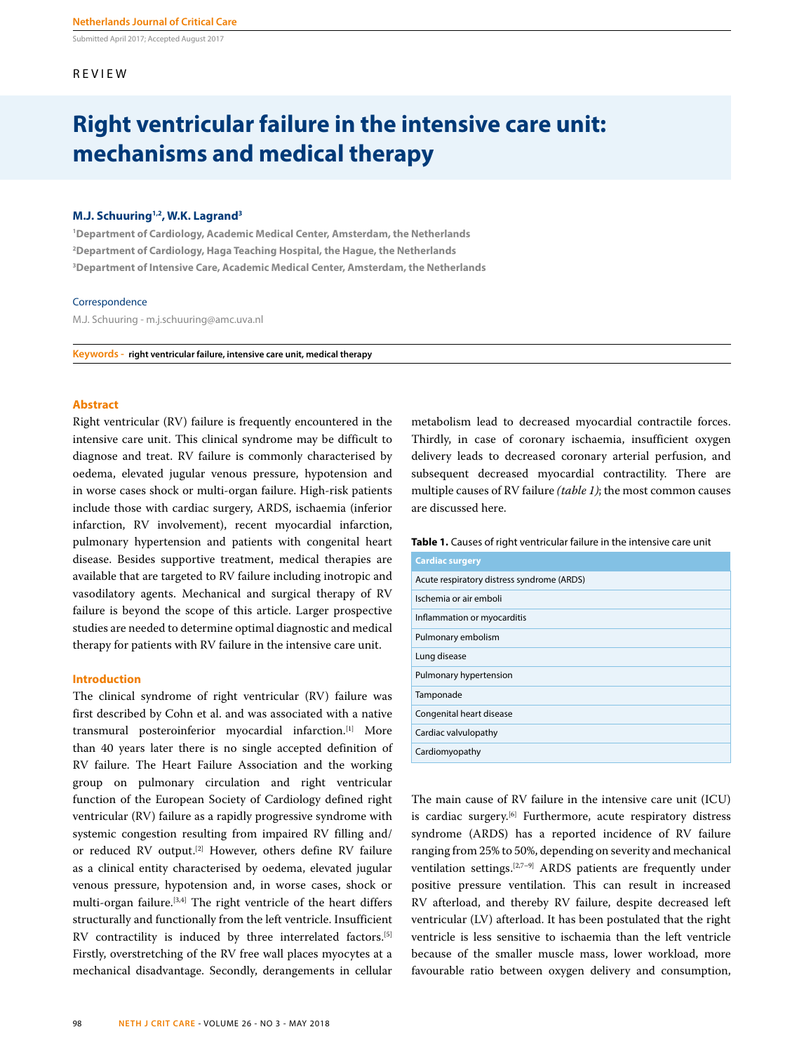Submitted April 2017; Accepted August 2017

REVIEW

# Right ventricular failure in the intensive care unit: mechanisms and medical therapy

**M.J. Schuuring[1,2], W.K. Lagrand[3]**

[1]Department of Cardiology, Academic Medical Center, Amsterdam, the Netherlands
[2]Department of Cardiology, Haga Teaching Hospital, the Hague, the Netherlands
[3]Department of Intensive Care, Academic Medical Center, Amsterdam, the Netherlands

Correspondence

M.J. Schuuring - m.j.schuuring@amc.uva.nl

**Keywords -** **right ventricular failure, intensive care unit, medical therapy**

## Abstract

Right ventricular (RV) failure is frequently encountered in the intensive care unit. This clinical syndrome may be difficult to diagnose and treat. RV failure is commonly characterised by oedema, elevated jugular venous pressure, hypotension and in worse cases shock or multi-organ failure. High-risk patients include those with cardiac surgery, ARDS, ischaemia (inferior infarction, RV involvement), recent myocardial infarction, pulmonary hypertension and patients with congenital heart disease. Besides supportive treatment, medical therapies are available that are targeted to RV failure including inotropic and vasodilatory agents. Mechanical and surgical therapy of RV failure is beyond the scope of this article. Larger prospective studies are needed to determine optimal diagnostic and medical therapy for patients with RV failure in the intensive care unit.

## Introduction

The clinical syndrome of right ventricular (RV) failure was first described by Cohn et al. and was associated with a native transmural posteroinferior myocardial infarction.[1] More than 40 years later there is no single accepted definition of RV failure. The Heart Failure Association and the working group on pulmonary circulation and right ventricular function of the European Society of Cardiology defined right ventricular (RV) failure as a rapidly progressive syndrome with systemic congestion resulting from impaired RV filling and/or reduced RV output.[2] However, others define RV failure as a clinical entity characterised by oedema, elevated jugular venous pressure, hypotension and, in worse cases, shock or multi-organ failure.[3,4] The right ventricle of the heart differs structurally and functionally from the left ventricle. Insufficient RV contractility is induced by three interrelated factors.[5] Firstly, overstretching of the RV free wall places myocytes at a mechanical disadvantage. Secondly, derangements in cellular metabolism lead to decreased myocardial contractile forces. Thirdly, in case of coronary ischaemia, insufficient oxygen delivery leads to decreased coronary arterial perfusion, and subsequent decreased myocardial contractility. There are multiple causes of RV failure *(table 1)*; the most common causes are discussed here.

**Table 1.** Causes of right ventricular failure in the intensive care unit

| Cardiac surgery |
|---|
| Acute respiratory distress syndrome (ARDS) |
| Ischemia or air emboli |
| Inflammation or myocarditis |
| Pulmonary embolism |
| Lung disease |
| Pulmonary hypertension |
| Tamponade |
| Congenital heart disease |
| Cardiac valvulopathy |
| Cardiomyopathy |

The main cause of RV failure in the intensive care unit (ICU) is cardiac surgery.[6] Furthermore, acute respiratory distress syndrome (ARDS) has a reported incidence of RV failure ranging from 25% to 50%, depending on severity and mechanical ventilation settings.[2,7–9] ARDS patients are frequently under positive pressure ventilation. This can result in increased RV afterload, and thereby RV failure, despite decreased left ventricular (LV) afterload. It has been postulated that the right ventricle is less sensitive to ischaemia than the left ventricle because of the smaller muscle mass, lower workload, more favourable ratio between oxygen delivery and consumption,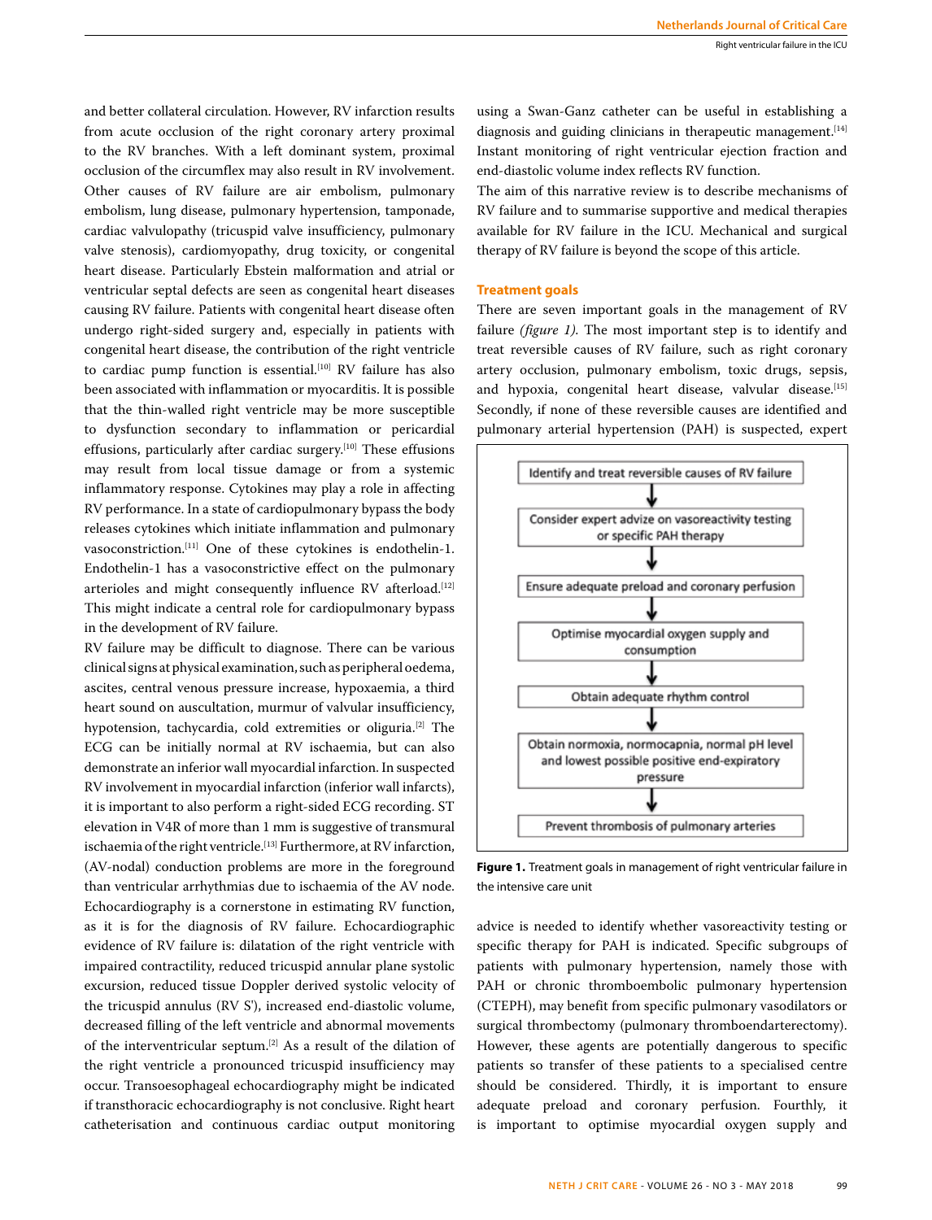and better collateral circulation. However, RV infarction results from acute occlusion of the right coronary artery proximal to the RV branches. With a left dominant system, proximal occlusion of the circumflex may also result in RV involvement. Other causes of RV failure are air embolism, pulmonary embolism, lung disease, pulmonary hypertension, tamponade, cardiac valvulopathy (tricuspid valve insufficiency, pulmonary valve stenosis), cardiomyopathy, drug toxicity, or congenital heart disease. Particularly Ebstein malformation and atrial or ventricular septal defects are seen as congenital heart diseases causing RV failure. Patients with congenital heart disease often undergo right-sided surgery and, especially in patients with congenital heart disease, the contribution of the right ventricle to cardiac pump function is essential.[10] RV failure has also been associated with inflammation or myocarditis. It is possible that the thin-walled right ventricle may be more susceptible to dysfunction secondary to inflammation or pericardial effusions, particularly after cardiac surgery.[10] These effusions may result from local tissue damage or from a systemic inflammatory response. Cytokines may play a role in affecting RV performance. In a state of cardiopulmonary bypass the body releases cytokines which initiate inflammation and pulmonary vasoconstriction.[11] One of these cytokines is endothelin-1. Endothelin-1 has a vasoconstrictive effect on the pulmonary arterioles and might consequently influence RV afterload.[12] This might indicate a central role for cardiopulmonary bypass in the development of RV failure.

RV failure may be difficult to diagnose. There can be various clinical signs at physical examination, such as peripheral oedema, ascites, central venous pressure increase, hypoxaemia, a third heart sound on auscultation, murmur of valvular insufficiency, hypotension, tachycardia, cold extremities or oliguria.[2] The ECG can be initially normal at RV ischaemia, but can also demonstrate an inferior wall myocardial infarction. In suspected RV involvement in myocardial infarction (inferior wall infarcts), it is important to also perform a right-sided ECG recording. ST elevation in V4R of more than 1 mm is suggestive of transmural ischaemia of the right ventricle.[13] Furthermore, at RV infarction, (AV-nodal) conduction problems are more in the foreground than ventricular arrhythmias due to ischaemia of the AV node. Echocardiography is a cornerstone in estimating RV function, as it is for the diagnosis of RV failure. Echocardiographic evidence of RV failure is: dilatation of the right ventricle with impaired contractility, reduced tricuspid annular plane systolic excursion, reduced tissue Doppler derived systolic velocity of the tricuspid annulus (RV S'), increased end-diastolic volume, decreased filling of the left ventricle and abnormal movements of the interventricular septum.[2] As a result of the dilation of the right ventricle a pronounced tricuspid insufficiency may occur. Transoesophageal echocardiography might be indicated if transthoracic echocardiography is not conclusive. Right heart catheterisation and continuous cardiac output monitoring using a Swan-Ganz catheter can be useful in establishing a diagnosis and guiding clinicians in therapeutic management.[14] Instant monitoring of right ventricular ejection fraction and end-diastolic volume index reflects RV function.

The aim of this narrative review is to describe mechanisms of RV failure and to summarise supportive and medical therapies available for RV failure in the ICU. Mechanical and surgical therapy of RV failure is beyond the scope of this article.

## Treatment goals

There are seven important goals in the management of RV failure *(figure 1)*. The most important step is to identify and treat reversible causes of RV failure, such as right coronary artery occlusion, pulmonary embolism, toxic drugs, sepsis, and hypoxia, congenital heart disease, valvular disease.[15] Secondly, if none of these reversible causes are identified and pulmonary arterial hypertension (PAH) is suspected, expert advice is needed to identify whether vasoreactivity testing or specific therapy for PAH is indicated. Specific subgroups of patients with pulmonary hypertension, namely those with PAH or chronic thromboembolic pulmonary hypertension (CTEPH), may benefit from specific pulmonary vasodilators or surgical thrombectomy (pulmonary thromboendarterectomy). However, these agents are potentially dangerous to specific patients so transfer of these patients to a specialised centre should be considered. Thirdly, it is important to ensure adequate preload and coronary perfusion. Fourthly, it is important to optimise myocardial oxygen supply and

Identify and treat reversible causes of RV failure
↓
Consider expert advize on vasoreactivity testing or specific PAH therapy
↓
Ensure adequate preload and coronary perfusion
↓
Optimise myocardial oxygen supply and consumption
↓
Obtain adequate rhythm control
↓
Obtain normoxia, normocapnia, normal pH level and lowest possible positive end-expiratory pressure
↓
Prevent thrombosis of pulmonary arteries

**Figure 1.** Treatment goals in management of right ventricular failure in the intensive care unit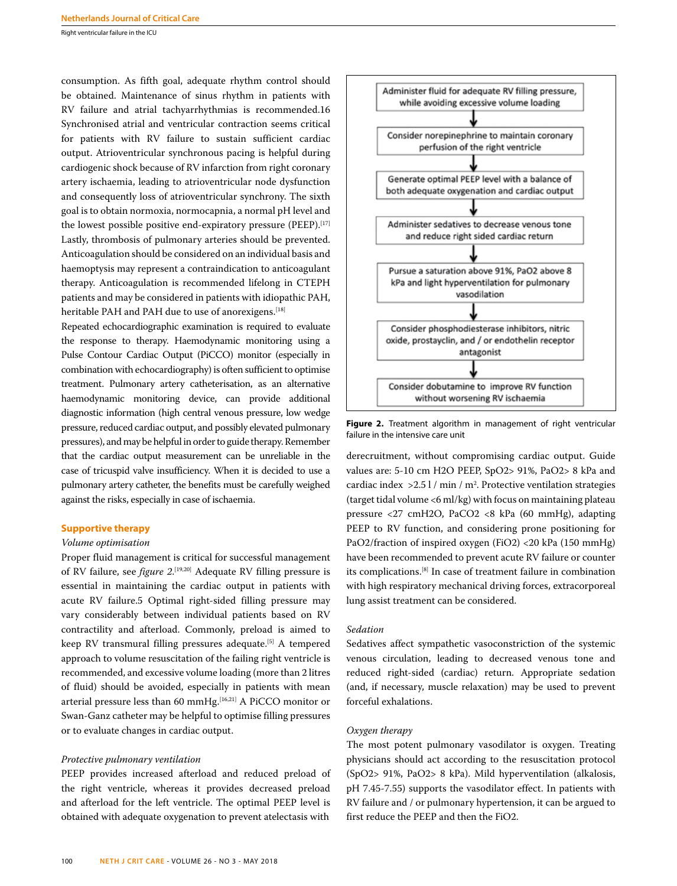consumption. As fifth goal, adequate rhythm control should be obtained. Maintenance of sinus rhythm in patients with RV failure and atrial tachyarrhythmias is recommended.16 Synchronised atrial and ventricular contraction seems critical for patients with RV failure to sustain sufficient cardiac output. Atrioventricular synchronous pacing is helpful during cardiogenic shock because of RV infarction from right coronary artery ischaemia, leading to atrioventricular node dysfunction and consequently loss of atrioventricular synchrony. The sixth goal is to obtain normoxia, normocapnia, a normal pH level and the lowest possible positive end-expiratory pressure (PEEP).[17] Lastly, thrombosis of pulmonary arteries should be prevented. Anticoagulation should be considered on an individual basis and haemoptysis may represent a contraindication to anticoagulant therapy. Anticoagulation is recommended lifelong in CTEPH patients and may be considered in patients with idiopathic PAH, heritable PAH and PAH due to use of anorexigens.[18]

Repeated echocardiographic examination is required to evaluate the response to therapy. Haemodynamic monitoring using a Pulse Contour Cardiac Output (PiCCO) monitor (especially in combination with echocardiography) is often sufficient to optimise treatment. Pulmonary artery catheterisation, as an alternative haemodynamic monitoring device, can provide additional diagnostic information (high central venous pressure, low wedge pressure, reduced cardiac output, and possibly elevated pulmonary pressures), and may be helpful in order to guide therapy. Remember that the cardiac output measurement can be unreliable in the case of tricuspid valve insufficiency. When it is decided to use a pulmonary artery catheter, the benefits must be carefully weighed against the risks, especially in case of ischaemia.

## Supportive therapy

*Volume optimisation*

Proper fluid management is critical for successful management of RV failure, see *figure 2*.[19,20] Adequate RV filling pressure is essential in maintaining the cardiac output in patients with acute RV failure.5 Optimal right-sided filling pressure may vary considerably between individual patients based on RV contractility and afterload. Commonly, preload is aimed to keep RV transmural filling pressures adequate.[5] A tempered approach to volume resuscitation of the failing right ventricle is recommended, and excessive volume loading (more than 2 litres of fluid) should be avoided, especially in patients with mean arterial pressure less than 60 mmHg.[16,21] A PiCCO monitor or Swan-Ganz catheter may be helpful to optimise filling pressures or to evaluate changes in cardiac output.

*Protective pulmonary ventilation*

PEEP provides increased afterload and reduced preload of the right ventricle, whereas it provides decreased preload and afterload for the left ventricle. The optimal PEEP level is obtained with adequate oxygenation to prevent atelectasis with derecruitment, without compromising cardiac output. Guide values are: 5-10 cm H2O PEEP, SpO2> 91%, PaO2> 8 kPa and cardiac index >2.5 l / min / m$^2$. Protective ventilation strategies (target tidal volume <6 ml/kg) with focus on maintaining plateau pressure <27 cmH2O, PaCO2 <8 kPa (60 mmHg), adapting PEEP to RV function, and considering prone positioning for PaO2/fraction of inspired oxygen (FiO2) <20 kPa (150 mmHg) have been recommended to prevent acute RV failure or counter its complications.[8] In case of treatment failure in combination with high respiratory mechanical driving forces, extracorporeal lung assist treatment can be considered.

Administer fluid for adequate RV filling pressure, while avoiding excessive volume loading
↓
Consider norepinephrine to maintain coronary perfusion of the right ventricle
↓
Generate optimal PEEP level with a balance of both adequate oxygenation and cardiac output
↓
Administer sedatives to decrease venous tone and reduce right sided cardiac return
↓
Pursue a saturation above 91%, PaO2 above 8 kPa and light hyperventilation for pulmonary vasodilation
↓
Consider phosphodiesterase inhibitors, nitric oxide, prostacylin, and / or endothelin receptor antagonist
↓
Consider dobutamine to improve RV function without worsening RV ischaemia

**Figure 2.** Treatment algorithm in management of right ventricular failure in the intensive care unit

*Sedation*

Sedatives affect sympathetic vasoconstriction of the systemic venous circulation, leading to decreased venous tone and reduced right-sided (cardiac) return. Appropriate sedation (and, if necessary, muscle relaxation) may be used to prevent forceful exhalations.

*Oxygen therapy*

The most potent pulmonary vasodilator is oxygen. Treating physicians should act according to the resuscitation protocol (SpO2> 91%, PaO2> 8 kPa). Mild hyperventilation (alkalosis, pH 7.45-7.55) supports the vasodilator effect. In patients with RV failure and / or pulmonary hypertension, it can be argued to first reduce the PEEP and then the FiO2.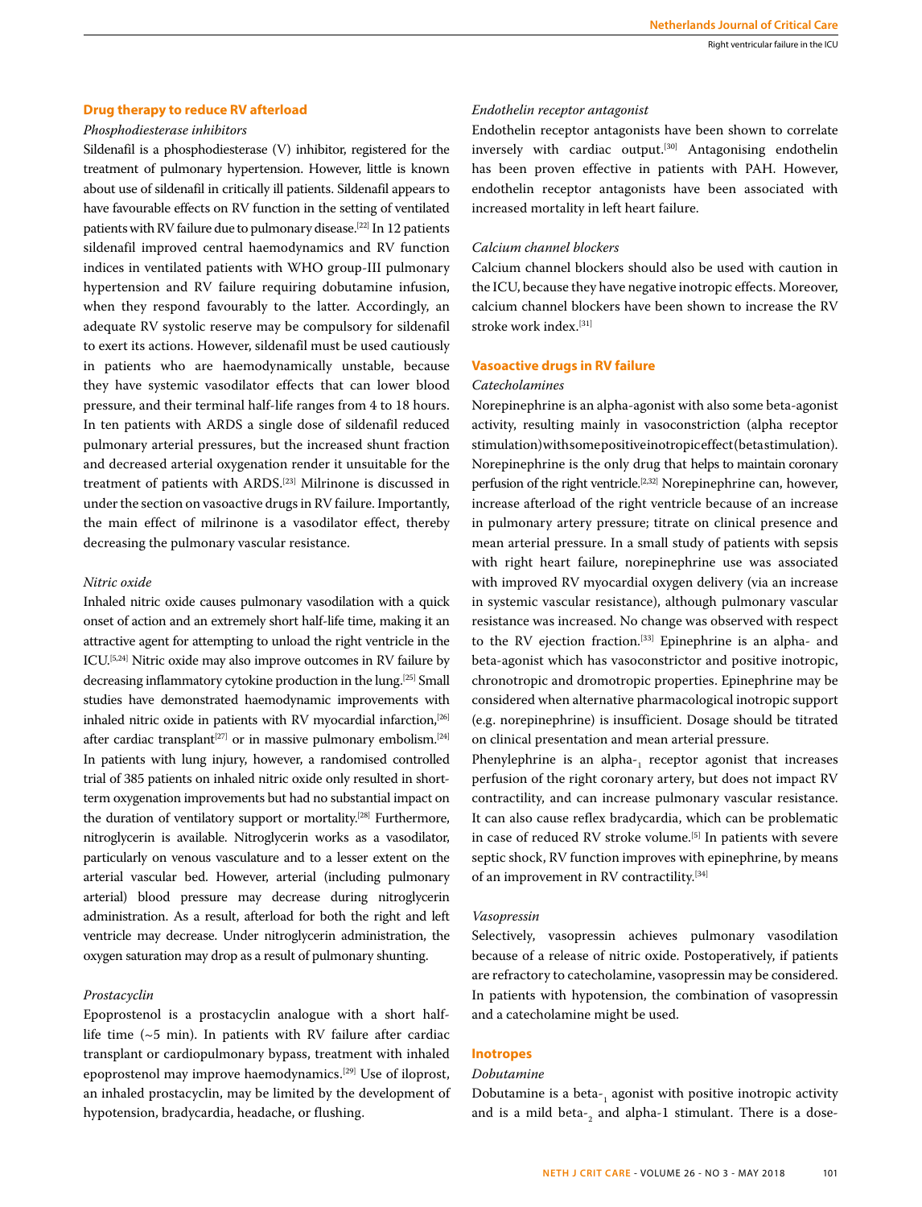## Drug therapy to reduce RV afterload

### *Phosphodiesterase inhibitors*

Sildenafil is a phosphodiesterase (V) inhibitor, registered for the treatment of pulmonary hypertension. However, little is known about use of sildenafil in critically ill patients. Sildenafil appears to have favourable effects on RV function in the setting of ventilated patients with RV failure due to pulmonary disease.[22] In 12 patients sildenafil improved central haemodynamics and RV function indices in ventilated patients with WHO group-III pulmonary hypertension and RV failure requiring dobutamine infusion, when they respond favourably to the latter. Accordingly, an adequate RV systolic reserve may be compulsory for sildenafil to exert its actions. However, sildenafil must be used cautiously in patients who are haemodynamically unstable, because they have systemic vasodilator effects that can lower blood pressure, and their terminal half-life ranges from 4 to 18 hours. In ten patients with ARDS a single dose of sildenafil reduced pulmonary arterial pressures, but the increased shunt fraction and decreased arterial oxygenation render it unsuitable for the treatment of patients with ARDS.[23] Milrinone is discussed in under the section on vasoactive drugs in RV failure. Importantly, the main effect of milrinone is a vasodilator effect, thereby decreasing the pulmonary vascular resistance.

### *Nitric oxide*

Inhaled nitric oxide causes pulmonary vasodilation with a quick onset of action and an extremely short half-life time, making it an attractive agent for attempting to unload the right ventricle in the ICU.[5,24] Nitric oxide may also improve outcomes in RV failure by decreasing inflammatory cytokine production in the lung.[25] Small studies have demonstrated haemodynamic improvements with inhaled nitric oxide in patients with RV myocardial infarction,[26] after cardiac transplant[27] or in massive pulmonary embolism.[24] In patients with lung injury, however, a randomised controlled trial of 385 patients on inhaled nitric oxide only resulted in short-term oxygenation improvements but had no substantial impact on the duration of ventilatory support or mortality.[28] Furthermore, nitroglycerin is available. Nitroglycerin works as a vasodilator, particularly on venous vasculature and to a lesser extent on the arterial vascular bed. However, arterial (including pulmonary arterial) blood pressure may decrease during nitroglycerin administration. As a result, afterload for both the right and left ventricle may decrease. Under nitroglycerin administration, the oxygen saturation may drop as a result of pulmonary shunting.

### *Prostacyclin*

Epoprostenol is a prostacyclin analogue with a short half-life time (~5 min). In patients with RV failure after cardiac transplant or cardiopulmonary bypass, treatment with inhaled epoprostenol may improve haemodynamics.[29] Use of iloprost, an inhaled prostacyclin, may be limited by the development of hypotension, bradycardia, headache, or flushing.

### *Endothelin receptor antagonist*

Endothelin receptor antagonists have been shown to correlate inversely with cardiac output.[30] Antagonising endothelin has been proven effective in patients with PAH. However, endothelin receptor antagonists have been associated with increased mortality in left heart failure.

### *Calcium channel blockers*

Calcium channel blockers should also be used with caution in the ICU, because they have negative inotropic effects. Moreover, calcium channel blockers have been shown to increase the RV stroke work index.[31]

## Vasoactive drugs in RV failure

### *Catecholamines*

Norepinephrine is an alpha-agonist with also some beta-agonist activity, resulting mainly in vasoconstriction (alpha receptor stimulation) with some positive inotropic effect (beta stimulation). Norepinephrine is the only drug that helps to maintain coronary perfusion of the right ventricle.[2,32] Norepinephrine can, however, increase afterload of the right ventricle because of an increase in pulmonary artery pressure; titrate on clinical presence and mean arterial pressure. In a small study of patients with sepsis with right heart failure, norepinephrine use was associated with improved RV myocardial oxygen delivery (via an increase in systemic vascular resistance), although pulmonary vascular resistance was increased. No change was observed with respect to the RV ejection fraction.[33] Epinephrine is an alpha- and beta-agonist which has vasoconstrictor and positive inotropic, chronotropic and dromotropic properties. Epinephrine may be considered when alternative pharmacological inotropic support (e.g. norepinephrine) is insufficient. Dosage should be titrated on clinical presentation and mean arterial pressure.

Phenylephrine is an alpha-$_1$ receptor agonist that increases perfusion of the right coronary artery, but does not impact RV contractility, and can increase pulmonary vascular resistance. It can also cause reflex bradycardia, which can be problematic in case of reduced RV stroke volume.[5] In patients with severe septic shock, RV function improves with epinephrine, by means of an improvement in RV contractility.[34]

### *Vasopressin*

Selectively, vasopressin achieves pulmonary vasodilation because of a release of nitric oxide. Postoperatively, if patients are refractory to catecholamine, vasopressin may be considered. In patients with hypotension, the combination of vasopressin and a catecholamine might be used.

## Inotropes

### *Dobutamine*

Dobutamine is a beta-$_1$ agonist with positive inotropic activity and is a mild beta-$_2$ and alpha-1 stimulant. There is a dose-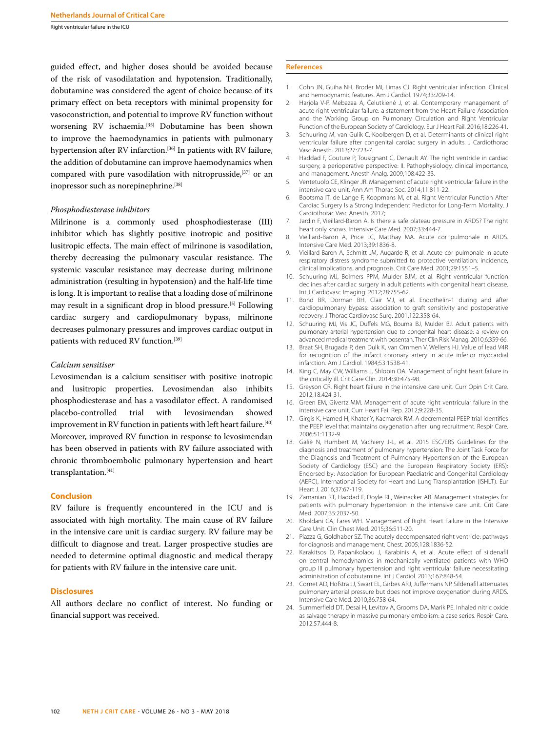guided effect, and higher doses should be avoided because of the risk of vasodilatation and hypotension. Traditionally, dobutamine was considered the agent of choice because of its primary effect on beta receptors with minimal propensity for vasoconstriction, and potential to improve RV function without worsening RV ischaemia.[35] Dobutamine has been shown to improve the haemodynamics in patients with pulmonary hypertension after RV infarction.[36] In patients with RV failure, the addition of dobutamine can improve haemodynamics when compared with pure vasodilation with nitroprusside,[37] or an inopressor such as norepinephrine.[38]

*Phosphodiesterase inhibitors*

Milrinone is a commonly used phosphodiesterase (III) inhibitor which has slightly positive inotropic and positive lusitropic effects. The main effect of milrinone is vasodilation, thereby decreasing the pulmonary vascular resistance. The systemic vascular resistance may decrease during milrinone administration (resulting in hypotension) and the half-life time is long. It is important to realise that a loading dose of milrinone may result in a significant drop in blood pressure.[5] Following cardiac surgery and cardiopulmonary bypass, milrinone decreases pulmonary pressures and improves cardiac output in patients with reduced RV function.[39]

*Calcium sensitiser*

Levosimendan is a calcium sensitiser with positive inotropic and lusitropic properties. Levosimendan also inhibits phosphodiesterase and has a vasodilator effect. A randomised placebo-controlled trial with levosimendan showed improvement in RV function in patients with left heart failure.[40] Moreover, improved RV function in response to levosimendan has been observed in patients with RV failure associated with chronic thromboembolic pulmonary hypertension and heart transplantation.[41]

## Conclusion

RV failure is frequently encountered in the ICU and is associated with high mortality. The main cause of RV failure in the intensive care unit is cardiac surgery. RV failure may be difficult to diagnose and treat. Larger prospective studies are needed to determine optimal diagnostic and medical therapy for patients with RV failure in the intensive care unit.

## Disclosures

All authors declare no conflict of interest. No funding or financial support was received.

## References

1. Cohn JN, Guiha NH, Broder MI, Limas CJ. Right ventricular infarction. Clinical and hemodynamic features. Am J Cardiol. 1974;33:209-14.
2. Harjola V-P, Mebazaa A, Čelutkienė J, et al. Contemporary management of acute right ventricular failure: a statement from the Heart Failure Association and the Working Group on Pulmonary Circulation and Right Ventricular Function of the European Society of Cardiology. Eur J Heart Fail. 2016;18:226-41.
3. Schuuring M, van Gulik C, Koolbergen D, et al. Determinants of clinical right ventricular failure after congenital cardiac surgery in adults. J Cardiothorac Vasc Anesth. 2013;27:723-7.
4. Haddad F, Couture P, Tousignant C, Denault AY. The right ventricle in cardiac surgery, a perioperative perspective: II. Pathophysiology, clinical importance, and management. Anesth Analg. 2009;108:422-33.
5. Ventetuolo CE, Klinger JR. Management of acute right ventricular failure in the intensive care unit. Ann Am Thorac Soc. 2014;11:811-22.
6. Bootsma IT, de Lange F, Koopmans M, et al. Right Ventricular Function After Cardiac Surgery Is a Strong Independent Predictor for Long-Term Mortality. J Cardiothorac Vasc Anesth. 2017;
7. Jardin F, Vieillard-Baron A. Is there a safe plateau pressure in ARDS? The right heart only knows. Intensive Care Med. 2007;33:444-7.
8. Vieillard-Baron A, Price LC, Matthay MA. Acute cor pulmonale in ARDS. Intensive Care Med. 2013;39:1836-8.
9. Vieillard-Baron A, Schmitt JM, Augarde R, et al. Acute cor pulmonale in acute respiratory distress syndrome submitted to protective ventilation: incidence, clinical implications, and prognosis. Crit Care Med. 2001;29:1551–5.
10. Schuuring MJ, Bolmers PPM, Mulder BJM, et al. Right ventricular function declines after cardiac surgery in adult patients with congenital heart disease. Int J Cardiovasc Imaging. 2012;28:755-62.
11. Bond BR, Dorman BH, Clair MJ, et al. Endothelin-1 during and after cardiopulmonary bypass: association to graft sensitivity and postoperative recovery. J Thorac Cardiovasc Surg. 2001;122:358-64.
12. Schuuring MJ, Vis JC, Duffels MG, Bouma BJ, Mulder BJ. Adult patients with pulmonary arterial hypertension due to congenital heart disease: a review on advanced medical treatment with bosentan. Ther Clin Risk Manag. 2010;6:359-66.
13. Braat SH, Brugada P, den Dulk K, van Ommen V, Wellens HJ. Value of lead V4R for recognition of the infarct coronary artery in acute inferior myocardial infarction. Am J Cardiol. 1984;53:1538-41.
14. King C, May CW, Williams J, Shlobin OA. Management of right heart failure in the critically ill. Crit Care Clin. 2014;30:475-98.
15. Greyson CR. Right heart failure in the intensive care unit. Curr Opin Crit Care. 2012;18:424-31.
16. Green EM, Givertz MM. Management of acute right ventricular failure in the intensive care unit. Curr Heart Fail Rep. 2012;9:228-35.
17. Girgis K, Hamed H, Khater Y, Kacmarek RM. A decremental PEEP trial identifies the PEEP level that maintains oxygenation after lung recruitment. Respir Care. 2006;51:1132-9.
18. Galiè N, Humbert M, Vachiery J-L, et al. 2015 ESC/ERS Guidelines for the diagnosis and treatment of pulmonary hypertension: The Joint Task Force for the Diagnosis and Treatment of Pulmonary Hypertension of the European Society of Cardiology (ESC) and the European Respiratory Society (ERS): Endorsed by: Association for European Paediatric and Congenital Cardiology (AEPC), International Society for Heart and Lung Transplantation (ISHLT). Eur Heart J. 2016;37:67-119.
19. Zamanian RT, Haddad F, Doyle RL, Weinacker AB. Management strategies for patients with pulmonary hypertension in the intensive care unit. Crit Care Med. 2007;35:2037-50.
20. Kholdani CA, Fares WH. Management of Right Heart Failure in the Intensive Care Unit. Clin Chest Med. 2015;36:511-20.
21. Piazza G, Goldhaber SZ. The acutely decompensated right ventricle: pathways for diagnosis and management. Chest. 2005;128:1836-52.
22. Karakitsos D, Papanikolaou J, Karabinis A, et al. Acute effect of sildenafil on central hemodynamics in mechanically ventilated patients with WHO group III pulmonary hypertension and right ventricular failure necessitating administration of dobutamine. Int J Cardiol. 2013;167:848-54.
23. Cornet AD, Hofstra JJ, Swart EL, Girbes ARJ, Juffermans NP. Sildenafil attenuates pulmonary arterial pressure but does not improve oxygenation during ARDS. Intensive Care Med. 2010;36:758-64.
24. Summerfield DT, Desai H, Levitov A, Grooms DA, Marik PE. Inhaled nitric oxide as salvage therapy in massive pulmonary embolism: a case series. Respir Care. 2012;57:444-8.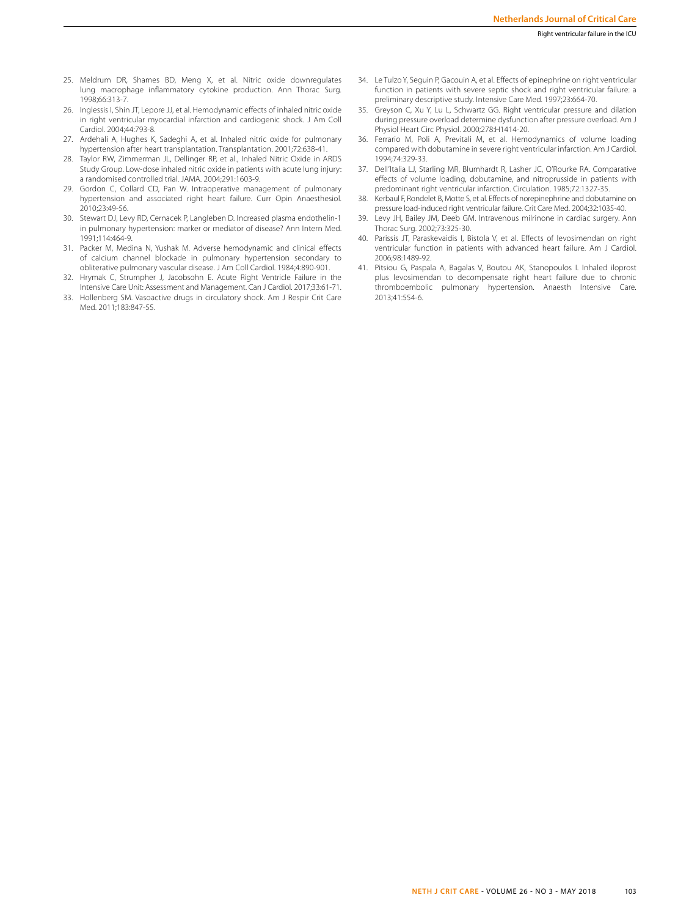25. Meldrum DR, Shames BD, Meng X, et al. Nitric oxide downregulates lung macrophage inflammatory cytokine production. Ann Thorac Surg. 1998;66:313-7.
26. Inglessis I, Shin JT, Lepore JJ, et al. Hemodynamic effects of inhaled nitric oxide in right ventricular myocardial infarction and cardiogenic shock. J Am Coll Cardiol. 2004;44:793-8.
27. Ardehali A, Hughes K, Sadeghi A, et al. Inhaled nitric oxide for pulmonary hypertension after heart transplantation. Transplantation. 2001;72:638-41.
28. Taylor RW, Zimmerman JL, Dellinger RP, et al., Inhaled Nitric Oxide in ARDS Study Group. Low-dose inhaled nitric oxide in patients with acute lung injury: a randomised controlled trial. JAMA. 2004;291:1603-9.
29. Gordon C, Collard CD, Pan W. Intraoperative management of pulmonary hypertension and associated right heart failure. Curr Opin Anaesthesiol. 2010;23:49-56.
30. Stewart DJ, Levy RD, Cernacek P, Langleben D. Increased plasma endothelin-1 in pulmonary hypertension: marker or mediator of disease? Ann Intern Med. 1991;114:464-9.
31. Packer M, Medina N, Yushak M. Adverse hemodynamic and clinical effects of calcium channel blockade in pulmonary hypertension secondary to obliterative pulmonary vascular disease. J Am Coll Cardiol. 1984;4:890-901.
32. Hrymak C, Strumpher J, Jacobsohn E. Acute Right Ventricle Failure in the Intensive Care Unit: Assessment and Management. Can J Cardiol. 2017;33:61-71.
33. Hollenberg SM. Vasoactive drugs in circulatory shock. Am J Respir Crit Care Med. 2011;183:847-55.
34. Le Tulzo Y, Seguin P, Gacouin A, et al. Effects of epinephrine on right ventricular function in patients with severe septic shock and right ventricular failure: a preliminary descriptive study. Intensive Care Med. 1997;23:664-70.
35. Greyson C, Xu Y, Lu L, Schwartz GG. Right ventricular pressure and dilation during pressure overload determine dysfunction after pressure overload. Am J Physiol Heart Circ Physiol. 2000;278:H1414-20.
36. Ferrario M, Poli A, Previtali M, et al. Hemodynamics of volume loading compared with dobutamine in severe right ventricular infarction. Am J Cardiol. 1994;74:329-33.
37. Dell'Italia LJ, Starling MR, Blumhardt R, Lasher JC, O'Rourke RA. Comparative effects of volume loading, dobutamine, and nitroprusside in patients with predominant right ventricular infarction. Circulation. 1985;72:1327-35.
38. Kerbaul F, Rondelet B, Motte S, et al. Effects of norepinephrine and dobutamine on pressure load-induced right ventricular failure. Crit Care Med. 2004;32:1035-40.
39. Levy JH, Bailey JM, Deeb GM. Intravenous milrinone in cardiac surgery. Ann Thorac Surg. 2002;73:325-30.
40. Parissis JT, Paraskevaidis I, Bistola V, et al. Effects of levosimendan on right ventricular function in patients with advanced heart failure. Am J Cardiol. 2006;98:1489-92.
41. Pitsiou G, Paspala A, Bagalas V, Boutou AK, Stanopoulos I. Inhaled iloprost plus levosimendan to decompensate right heart failure due to chronic thromboembolic pulmonary hypertension. Anaesth Intensive Care. 2013;41:554-6.